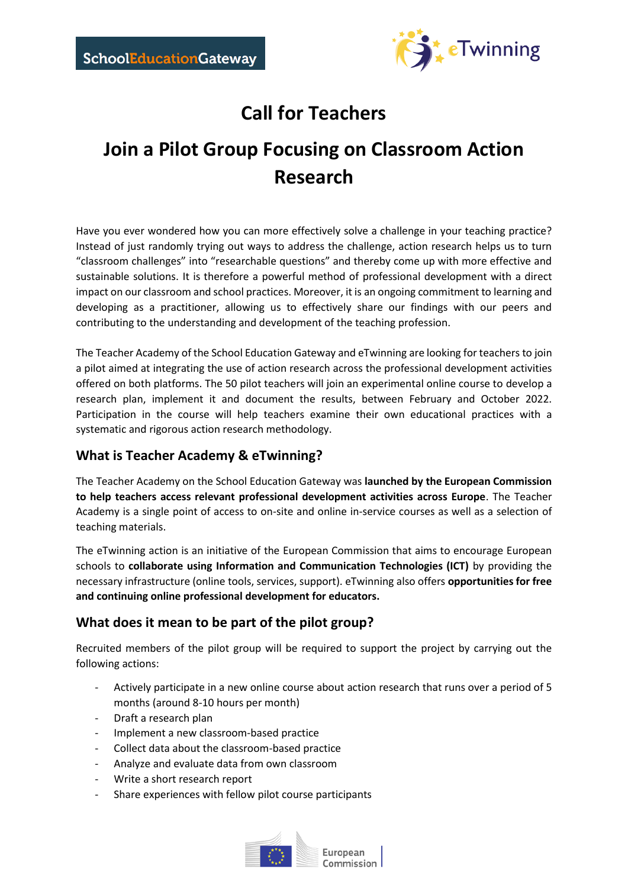# Call for Teachers

# Join a Pilot Group Focusing on Classroom Action Research

Have you ever wondered how you can more effectively solve a challenge in your teaching practice? Instead of just randomly trying out ways to address the challenge, action research helps us to turn "classroom challenges" into "researchable questions" and thereby come up with more effective and sustainable solutions. It is therefore a powerful method of professional development with a direct impact on our classroom and school practices. Moreover, it is an ongoing commitment to learning and developing as a practitioner, allowing us to effectively share our findings with our peers and contributing to the understanding and development of the teaching profession.

The Teacher Academy of the School Education Gateway and eTwinning are looking for teachers to join a pilot aimed at integrating the use of action research across the professional development activities offered on both platforms. The 50 pilot teachers will join an experimental online course to develop a research plan, implement it and document the results, between February and October 2022. Participation in the course will help teachers examine their own educational practices with a systematic and rigorous action research methodology.

## What is Teacher Academy & eTwinning?

The Teacher Academy on the School Education Gateway was **launched by the European Commission to help teachers access relevant professional development activities across Europe**. The Teacher Academy is a single point of access to on-site and online in-service courses as well as a selection of teaching materials.

The eTwinning action is an initiative of the European Commission that aims to encourage European schools to **collaborate using Information and Communication Technologies (ICT)** by providing the necessary infrastructure (online tools, services, support). eTwinning also offers **opportunities for free and continuing online professional development for educators.**

## What does it mean to be part of the pilot group?

Recruited members of the pilot group will be required to support the project by carrying out the following actions:

- Actively participate in a new online course about action research that runs over a period of 5 months (around 8-10 hours per month)
- Draft a research plan
- Implement a new classroom-based practice
- Collect data about the classroom-based practice
- Analyze and evaluate data from own classroom
- Write a short research report
- Share experiences with fellow pilot course participants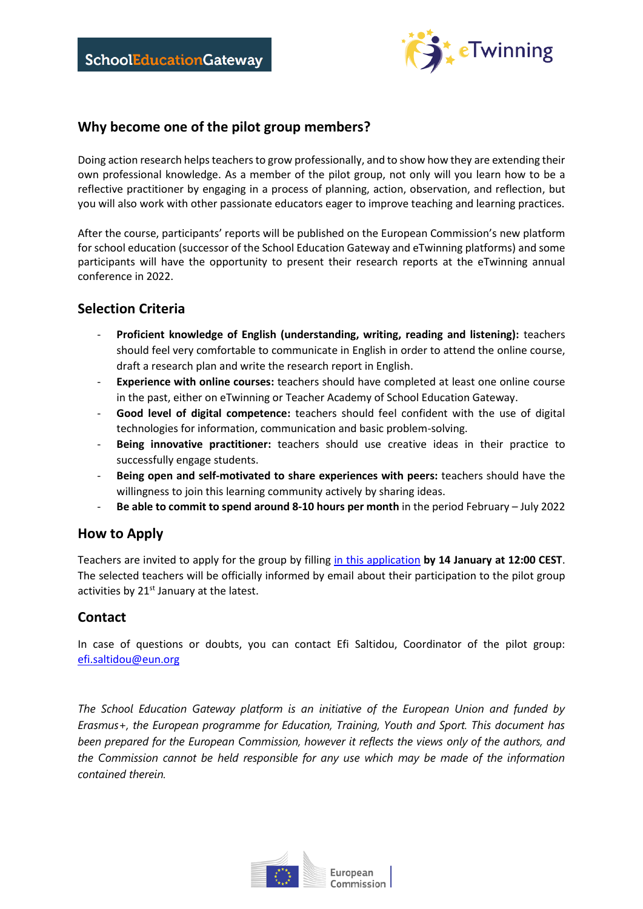## Why become one of the pilot group members?

Doing action research helps teachers to grow professionally, and to show how they are extending their own professional knowledge. As a member of the pilot group, not only will you learn how to be a reflective practitioner by engaging in a process of planning, action, observation, and reflection, but you will also work with other passionate educators eager to improve teaching and learning practices.

After the course, participants' reports will be published on the European Commission's new platform for school education (successor of the School Education Gateway and eTwinning platforms) and some participants will have the opportunity to present their research reports at the eTwinning annual conference in 2022.

## Selection Criteria

- **Proficient knowledge of English (understanding, writing, reading and listening):** teachers should feel very comfortable to communicate in English in order to attend the online course, draft a research plan and write the research report in English.
- **Experience with online courses:** teachers should have completed at least one online course in the past, either on eTwinning or Teacher Academy of School Education Gateway.
- **Good level of digital competence:** teachers should feel confident with the use of digital technologies for information, communication and basic problem-solving.
- **Being innovative practitioner:** teachers should use creative ideas in their practice to successfully engage students.
- **Being open and self-motivated to share experiences with peers:** teachers should have the willingness to join this learning community actively by sharing ideas.
- **Be able to commit to spend around 8-10 hours per month** in the period February – July 2022

## How to Apply

Teachers are invited to apply for the group by filling in this application **by 14 January at 12:00 CEST**. The selected teachers will be officially informed by email about their participation to the pilot group activities by 21st January at the latest.

## Contact

In case of questions or doubts, you can contact Efi Saltidou, Coordinator of the pilot group: efi.saltidou@eun.org

*The School Education Gateway platform is an initiative of the European Union and funded by Erasmus+, the European programme for Education, Training, Youth and Sport. This document has been prepared for the European Commission, however it reflects the views only of the authors, and the Commission cannot be held responsible for any use which may be made of the information contained therein.*